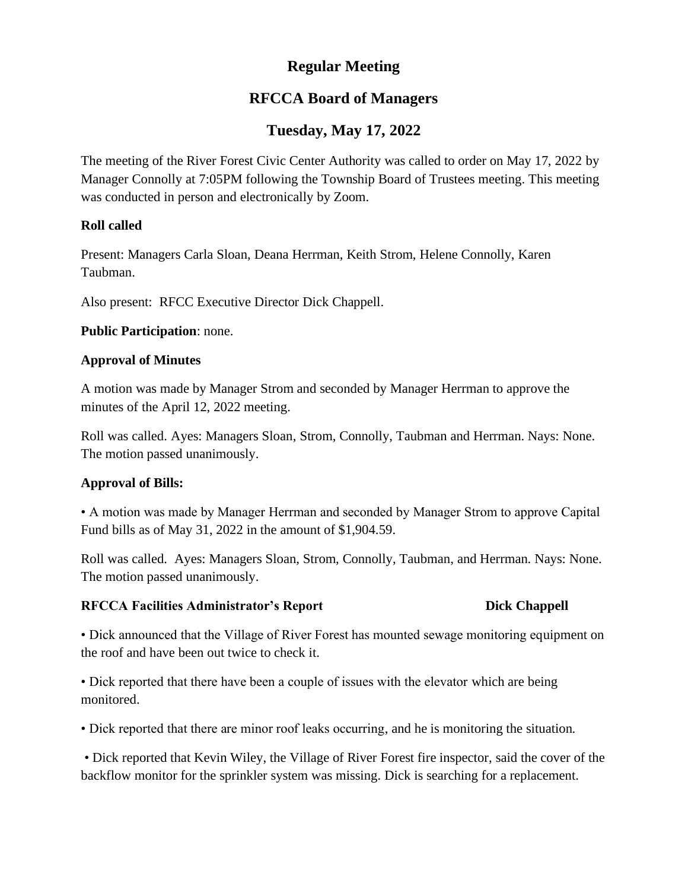# Regular Meeting

# RFCCA Board of Managers

# Tuesday, May 17, 2022

The meeting of the River Forest Civic Center Authority was called to order on May 17, 2022 by Manager Connolly at 7:05PM following the Township Board of Trustees meeting. This meeting was conducted in person and electronically by Zoom.

**Roll called**

Present: Managers Carla Sloan, Deana Herrman, Keith Strom, Helene Connolly, Karen Taubman.

Also present: RFCC Executive Director Dick Chappell.

**Public Participation**: none.

**Approval of Minutes**

A motion was made by Manager Strom and seconded by Manager Herrman to approve the minutes of the April 12, 2022 meeting.

Roll was called. Ayes: Managers Sloan, Strom, Connolly, Taubman and Herrman. Nays: None. The motion passed unanimously.

**Approval of Bills:**

• A motion was made by Manager Herrman and seconded by Manager Strom to approve Capital Fund bills as of May 31, 2022 in the amount of $1,904.59.

Roll was called. Ayes: Managers Sloan, Strom, Connolly, Taubman, and Herrman. Nays: None. The motion passed unanimously.

**RFCCA Facilities Administrator's Report** **Dick Chappell**

• Dick announced that the Village of River Forest has mounted sewage monitoring equipment on the roof and have been out twice to check it.

• Dick reported that there have been a couple of issues with the elevator which are being monitored.

• Dick reported that there are minor roof leaks occurring, and he is monitoring the situation.

• Dick reported that Kevin Wiley, the Village of River Forest fire inspector, said the cover of the backflow monitor for the sprinkler system was missing. Dick is searching for a replacement.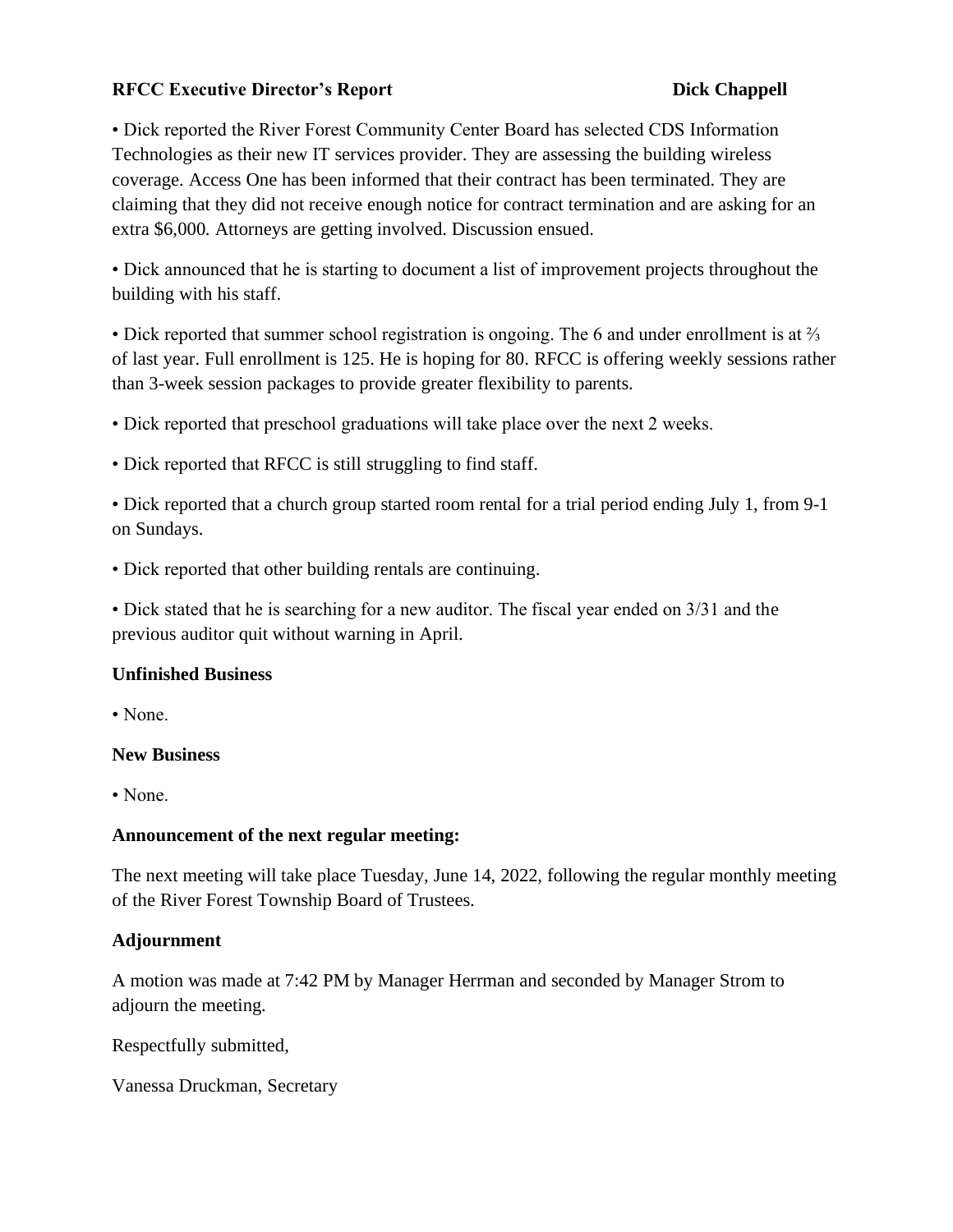**RFCC Executive Director's Report** **Dick Chappell**

• Dick reported the River Forest Community Center Board has selected CDS Information Technologies as their new IT services provider. They are assessing the building wireless coverage. Access One has been informed that their contract has been terminated. They are claiming that they did not receive enough notice for contract termination and are asking for an extra $6,000. Attorneys are getting involved. Discussion ensued.

• Dick announced that he is starting to document a list of improvement projects throughout the building with his staff.

• Dick reported that summer school registration is ongoing. The 6 and under enrollment is at ⅔ of last year. Full enrollment is 125. He is hoping for 80. RFCC is offering weekly sessions rather than 3-week session packages to provide greater flexibility to parents.

• Dick reported that preschool graduations will take place over the next 2 weeks.

• Dick reported that RFCC is still struggling to find staff.

• Dick reported that a church group started room rental for a trial period ending July 1, from 9-1 on Sundays.

• Dick reported that other building rentals are continuing.

• Dick stated that he is searching for a new auditor. The fiscal year ended on 3/31 and the previous auditor quit without warning in April.

**Unfinished Business**

• None.

**New Business**

• None.

**Announcement of the next regular meeting:**

The next meeting will take place Tuesday, June 14, 2022, following the regular monthly meeting of the River Forest Township Board of Trustees.

**Adjournment**

A motion was made at 7:42 PM by Manager Herrman and seconded by Manager Strom to adjourn the meeting.

Respectfully submitted,

Vanessa Druckman, Secretary